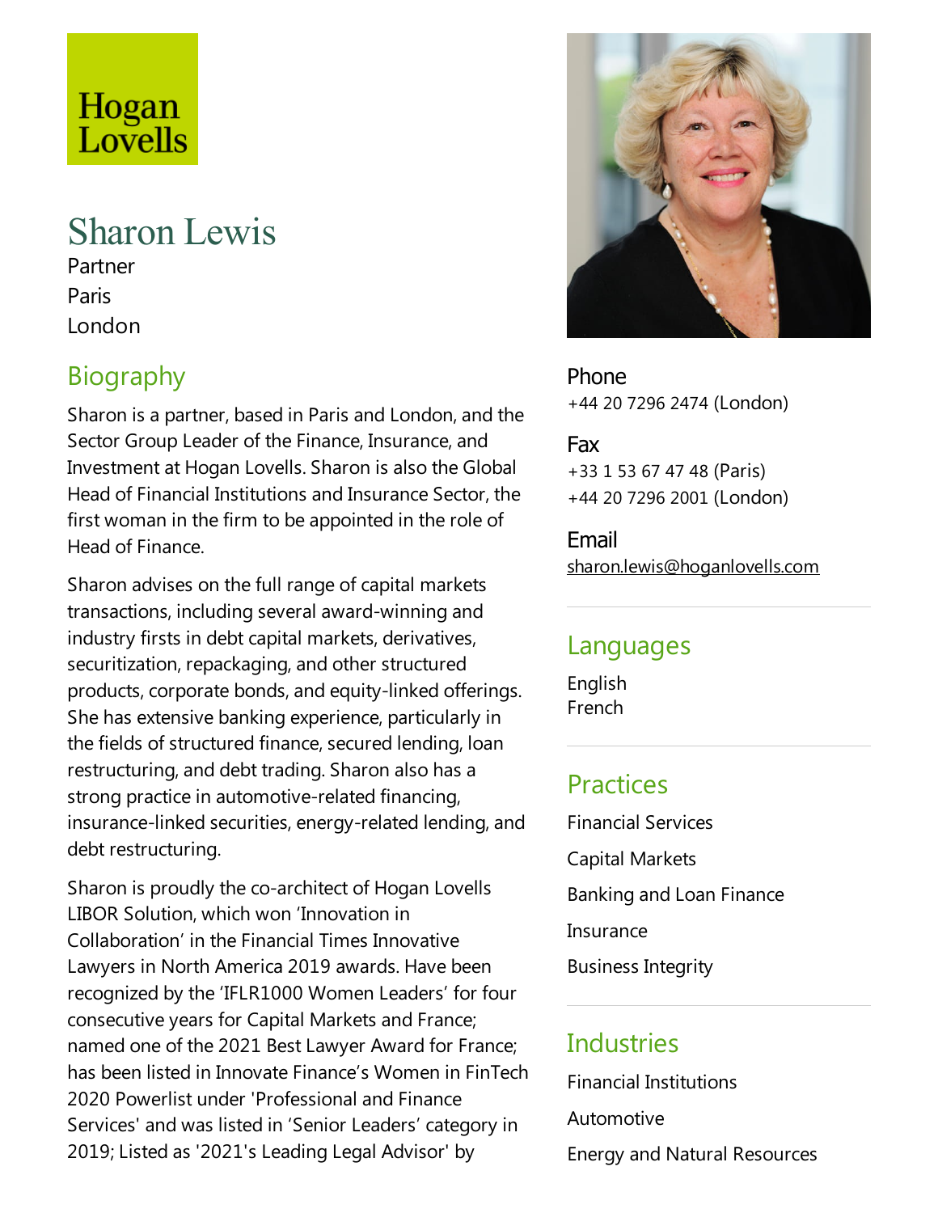Hogan Lovells

# Sharon Lewis

Partner
Paris
London

## Biography

Sharon is a partner, based in Paris and London, and the Sector Group Leader of the Finance, Insurance, and Investment at Hogan Lovells. Sharon is also the Global Head of Financial Institutions and Insurance Sector, the first woman in the firm to be appointed in the role of Head of Finance.

Sharon advises on the full range of capital markets transactions, including several award-winning and industry firsts in debt capital markets, derivatives, securitization, repackaging, and other structured products, corporate bonds, and equity-linked offerings. She has extensive banking experience, particularly in the fields of structured finance, secured lending, loan restructuring, and debt trading. Sharon also has a strong practice in automotive-related financing, insurance-linked securities, energy-related lending, and debt restructuring.

Sharon is proudly the co-architect of Hogan Lovells LIBOR Solution, which won 'Innovation in Collaboration' in the Financial Times Innovative Lawyers in North America 2019 awards. Have been recognized by the 'IFLR1000 Women Leaders' for four consecutive years for Capital Markets and France; named one of the 2021 Best Lawyer Award for France; has been listed in Innovate Finance's Women in FinTech 2020 Powerlist under 'Professional and Finance Services' and was listed in 'Senior Leaders' category in 2019; Listed as '2021's Leading Legal Advisor' by

Phone
+44 20 7296 2474 (London)

Fax
+33 1 53 67 47 48 (Paris)
+44 20 7296 2001 (London)

Email
sharon.lewis@hoganlovells.com

## Languages

English
French

## Practices

Financial Services

Capital Markets

Banking and Loan Finance

Insurance

Business Integrity

## Industries

Financial Institutions

Automotive

Energy and Natural Resources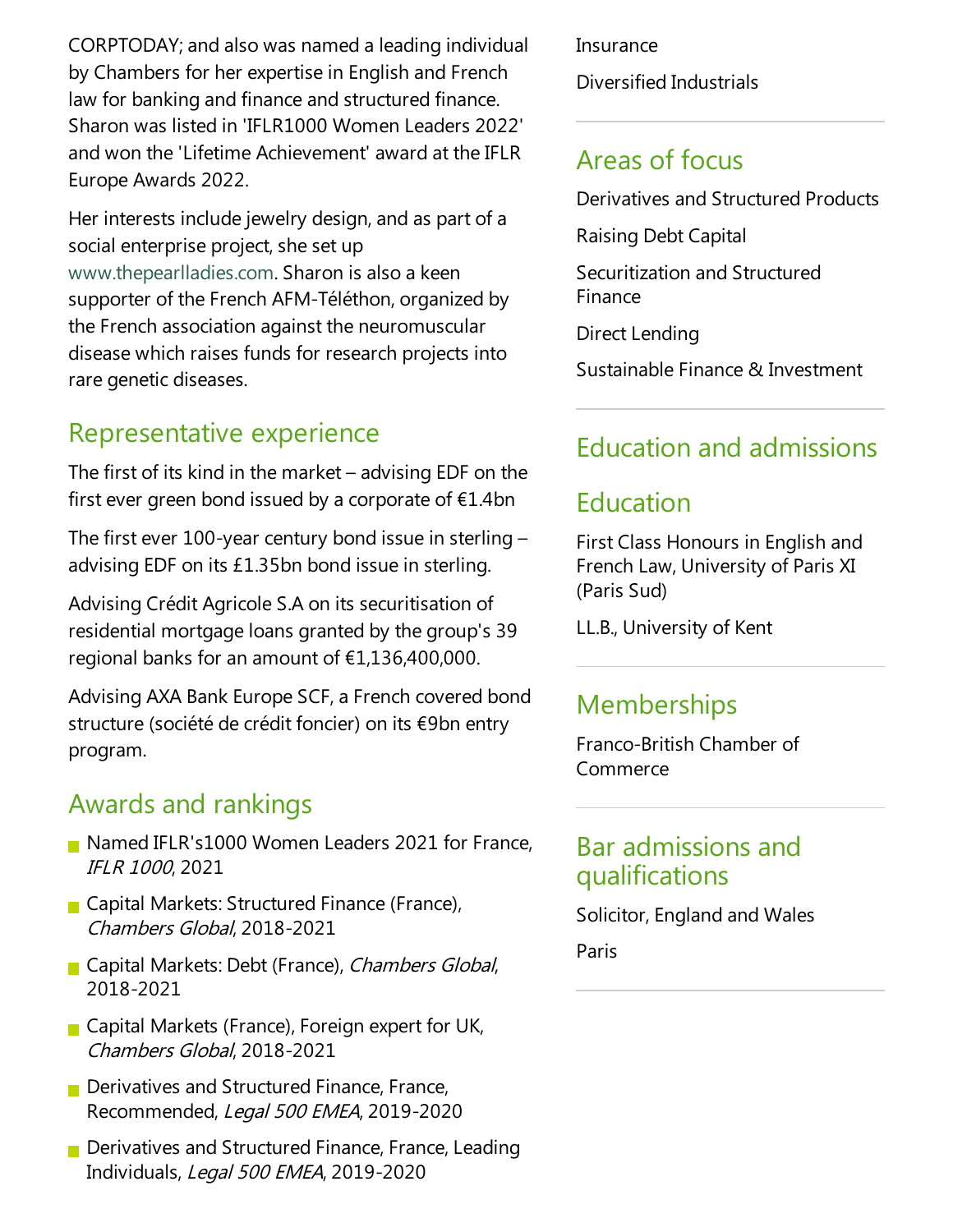CORPTODAY; and also was named a leading individual by Chambers for her expertise in English and French law for banking and finance and structured finance. Sharon was listed in 'IFLR1000 Women Leaders 2022' and won the 'Lifetime Achievement' award at the IFLR Europe Awards 2022.

Her interests include jewelry design, and as part of a social enterprise project, she set up www.thepearlladies.com. Sharon is also a keen supporter of the French AFM-Téléthon, organized by the French association against the neuromuscular disease which raises funds for research projects into rare genetic diseases.

## Representative experience

The first of its kind in the market – advising EDF on the first ever green bond issued by a corporate of €1.4bn

The first ever 100-year century bond issue in sterling – advising EDF on its £1.35bn bond issue in sterling.

Advising Crédit Agricole S.A on its securitisation of residential mortgage loans granted by the group's 39 regional banks for an amount of €1,136,400,000.

Advising AXA Bank Europe SCF, a French covered bond structure (société de crédit foncier) on its €9bn entry program.

## Awards and rankings

- Named IFLR's1000 Women Leaders 2021 for France, *IFLR 1000*, 2021
- Capital Markets: Structured Finance (France), *Chambers Global*, 2018-2021
- Capital Markets: Debt (France), *Chambers Global*, 2018-2021
- Capital Markets (France), Foreign expert for UK, *Chambers Global*, 2018-2021
- Derivatives and Structured Finance, France, Recommended, *Legal 500 EMEA*, 2019-2020
- Derivatives and Structured Finance, France, Leading Individuals, *Legal 500 EMEA*, 2019-2020

Insurance

Diversified Industrials

## Areas of focus

Derivatives and Structured Products

Raising Debt Capital

Securitization and Structured Finance

Direct Lending

Sustainable Finance & Investment

## Education and admissions

## Education

First Class Honours in English and French Law, University of Paris XI (Paris Sud)

LL.B., University of Kent

## Memberships

Franco-British Chamber of Commerce

## Bar admissions and qualifications

Solicitor, England and Wales

Paris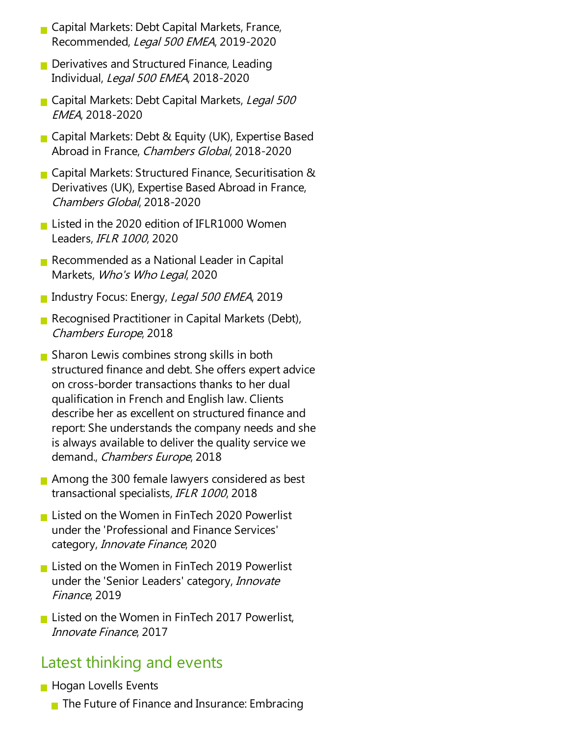- Capital Markets: Debt Capital Markets, France, Recommended, *Legal 500 EMEA*, 2019-2020
- Derivatives and Structured Finance, Leading Individual, *Legal 500 EMEA*, 2018-2020
- Capital Markets: Debt Capital Markets, *Legal 500 EMEA*, 2018-2020
- Capital Markets: Debt & Equity (UK), Expertise Based Abroad in France, *Chambers Global*, 2018-2020
- Capital Markets: Structured Finance, Securitisation & Derivatives (UK), Expertise Based Abroad in France, *Chambers Global*, 2018-2020
- Listed in the 2020 edition of IFLR1000 Women Leaders, *IFLR 1000*, 2020
- Recommended as a National Leader in Capital Markets, *Who's Who Legal*, 2020
- Industry Focus: Energy, *Legal 500 EMEA*, 2019
- Recognised Practitioner in Capital Markets (Debt), *Chambers Europe*, 2018
- Sharon Lewis combines strong skills in both structured finance and debt. She offers expert advice on cross-border transactions thanks to her dual qualification in French and English law. Clients describe her as excellent on structured finance and report: She understands the company needs and she is always available to deliver the quality service we demand., *Chambers Europe*, 2018
- Among the 300 female lawyers considered as best transactional specialists, *IFLR 1000*, 2018
- Listed on the Women in FinTech 2020 Powerlist under the 'Professional and Finance Services' category, *Innovate Finance*, 2020
- Listed on the Women in FinTech 2019 Powerlist under the 'Senior Leaders' category, *Innovate Finance*, 2019
- Listed on the Women in FinTech 2017 Powerlist, *Innovate Finance*, 2017

## Latest thinking and events

- Hogan Lovells Events
  - The Future of Finance and Insurance: Embracing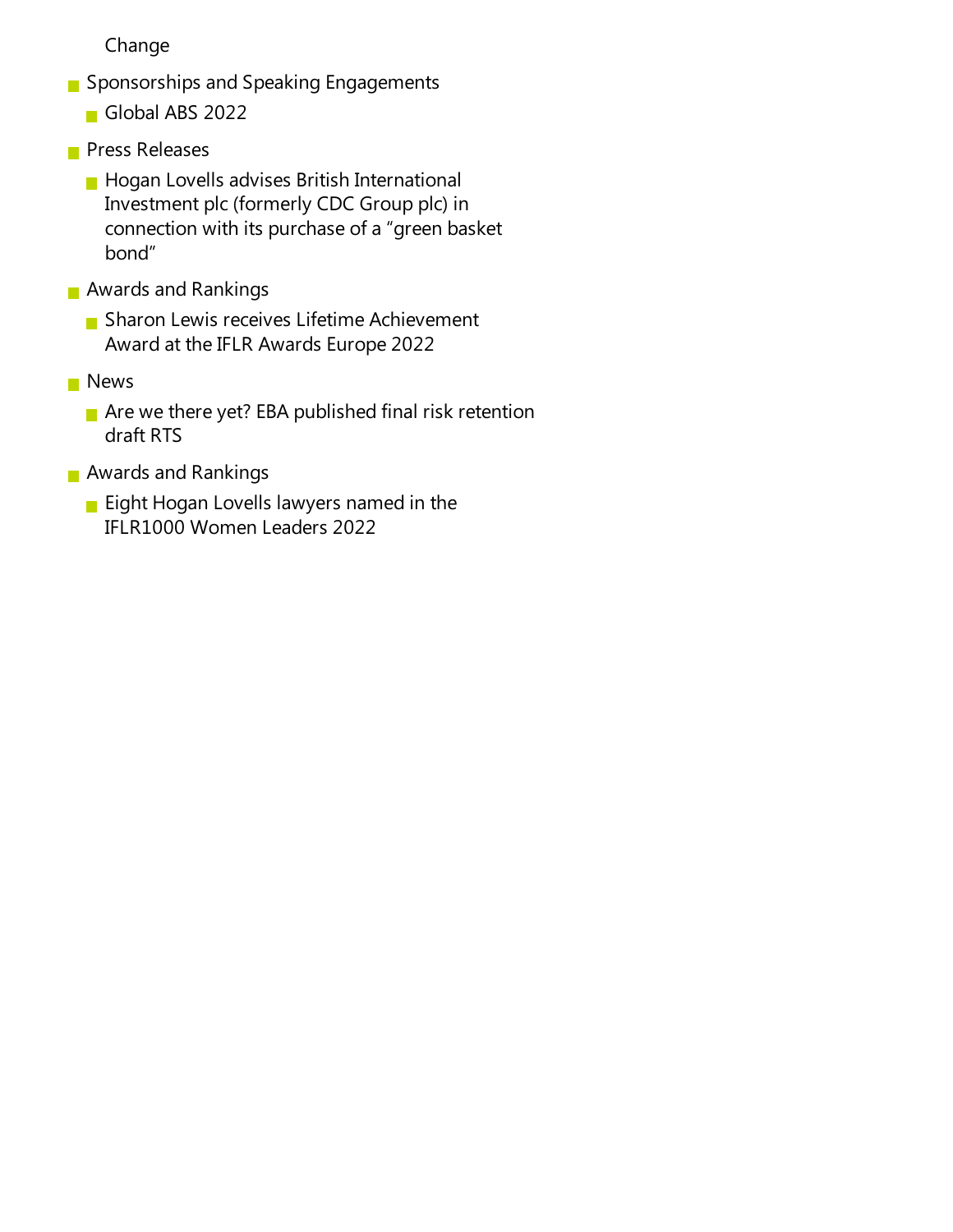Change

- Sponsorships and Speaking Engagements
  - Global ABS 2022
- Press Releases
  - Hogan Lovells advises British International Investment plc (formerly CDC Group plc) in connection with its purchase of a "green basket bond"
- Awards and Rankings
  - Sharon Lewis receives Lifetime Achievement Award at the IFLR Awards Europe 2022
- News
  - Are we there yet? EBA published final risk retention draft RTS
- Awards and Rankings
  - Eight Hogan Lovells lawyers named in the IFLR1000 Women Leaders 2022